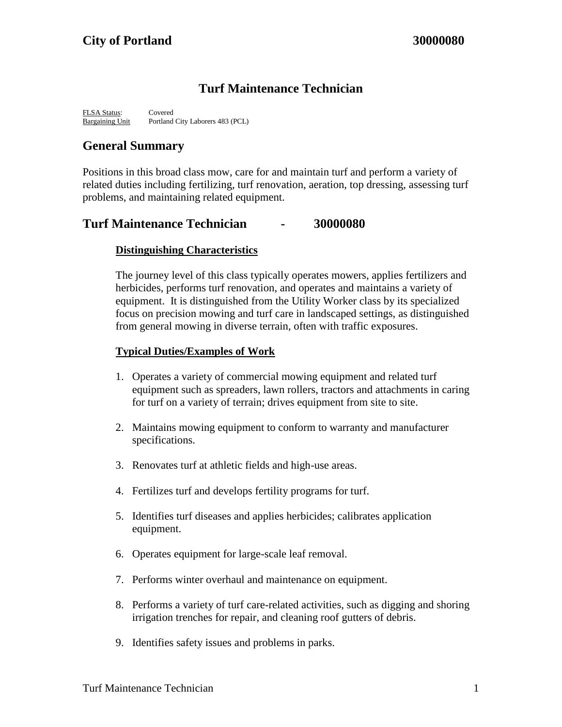**City of Portland** **30000080**

# Turf Maintenance Technician

FLSA Status: Covered
Bargaining Unit Portland City Laborers 483 (PCL)

## General Summary

Positions in this broad class mow, care for and maintain turf and perform a variety of related duties including fertilizing, turf renovation, aeration, top dressing, assessing turf problems, and maintaining related equipment.

## Turf Maintenance Technician - 30000080

### Distinguishing Characteristics

The journey level of this class typically operates mowers, applies fertilizers and herbicides, performs turf renovation, and operates and maintains a variety of equipment. It is distinguished from the Utility Worker class by its specialized focus on precision mowing and turf care in landscaped settings, as distinguished from general mowing in diverse terrain, often with traffic exposures.

### Typical Duties/Examples of Work

1. Operates a variety of commercial mowing equipment and related turf equipment such as spreaders, lawn rollers, tractors and attachments in caring for turf on a variety of terrain; drives equipment from site to site.

2. Maintains mowing equipment to conform to warranty and manufacturer specifications.

3. Renovates turf at athletic fields and high-use areas.

4. Fertilizes turf and develops fertility programs for turf.

5. Identifies turf diseases and applies herbicides; calibrates application equipment.

6. Operates equipment for large-scale leaf removal.

7. Performs winter overhaul and maintenance on equipment.

8. Performs a variety of turf care-related activities, such as digging and shoring irrigation trenches for repair, and cleaning roof gutters of debris.

9. Identifies safety issues and problems in parks.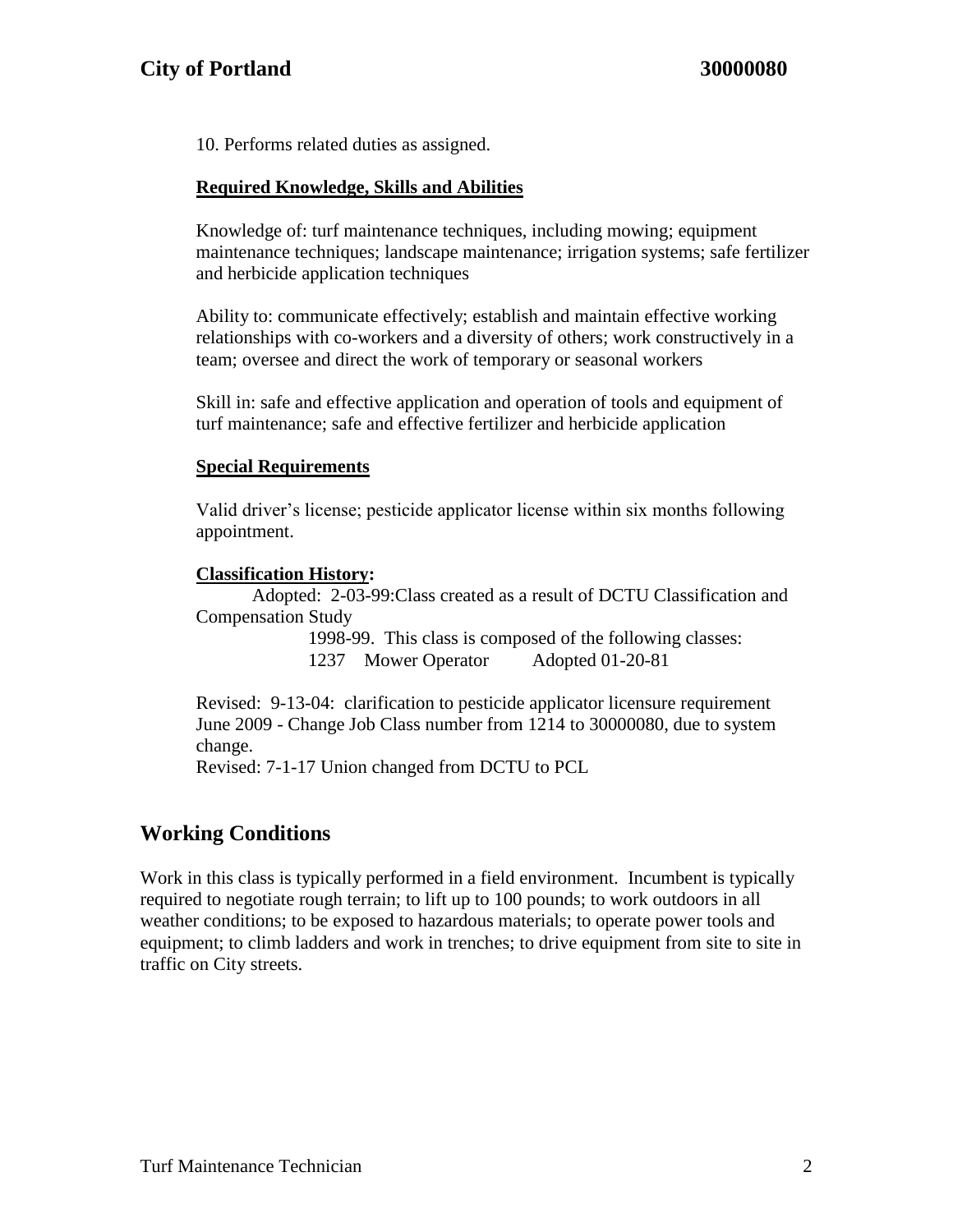10. Performs related duties as assigned.

**Required Knowledge, Skills and Abilities**

Knowledge of: turf maintenance techniques, including mowing; equipment maintenance techniques; landscape maintenance; irrigation systems; safe fertilizer and herbicide application techniques

Ability to: communicate effectively; establish and maintain effective working relationships with co-workers and a diversity of others; work constructively in a team; oversee and direct the work of temporary or seasonal workers

Skill in: safe and effective application and operation of tools and equipment of turf maintenance; safe and effective fertilizer and herbicide application

**Special Requirements**

Valid driver's license; pesticide applicator license within six months following appointment.

**Classification History:**

Adopted: 2-03-99:Class created as a result of DCTU Classification and Compensation Study 1998-99. This class is composed of the following classes:

1237 Mower Operator Adopted 01-20-81

Revised: 9-13-04: clarification to pesticide applicator licensure requirement
June 2009 - Change Job Class number from 1214 to 30000080, due to system change.
Revised: 7-1-17 Union changed from DCTU to PCL

## Working Conditions

Work in this class is typically performed in a field environment. Incumbent is typically required to negotiate rough terrain; to lift up to 100 pounds; to work outdoors in all weather conditions; to be exposed to hazardous materials; to operate power tools and equipment; to climb ladders and work in trenches; to drive equipment from site to site in traffic on City streets.